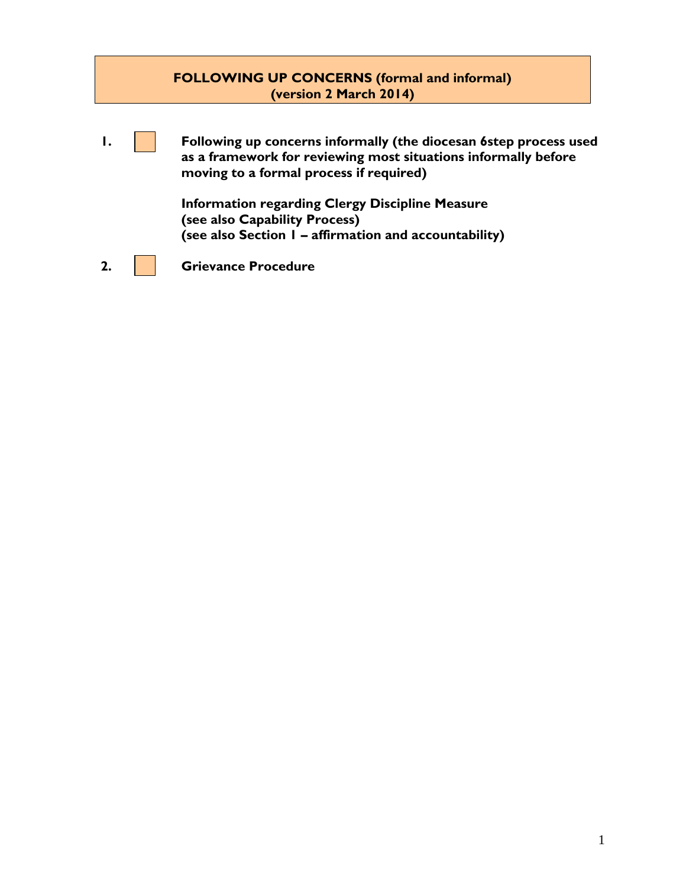# FOLLOWING UP CONCERNS (formal and informal)
## (version 2 March 2014)

1. **Following up concerns informally (the diocesan 6step process used as a framework for reviewing most situations informally before moving to a formal process if required)**

   **Information regarding Clergy Discipline Measure**
   **(see also Capability Process)**
   **(see also Section 1 – affirmation and accountability)**

2. **Grievance Procedure**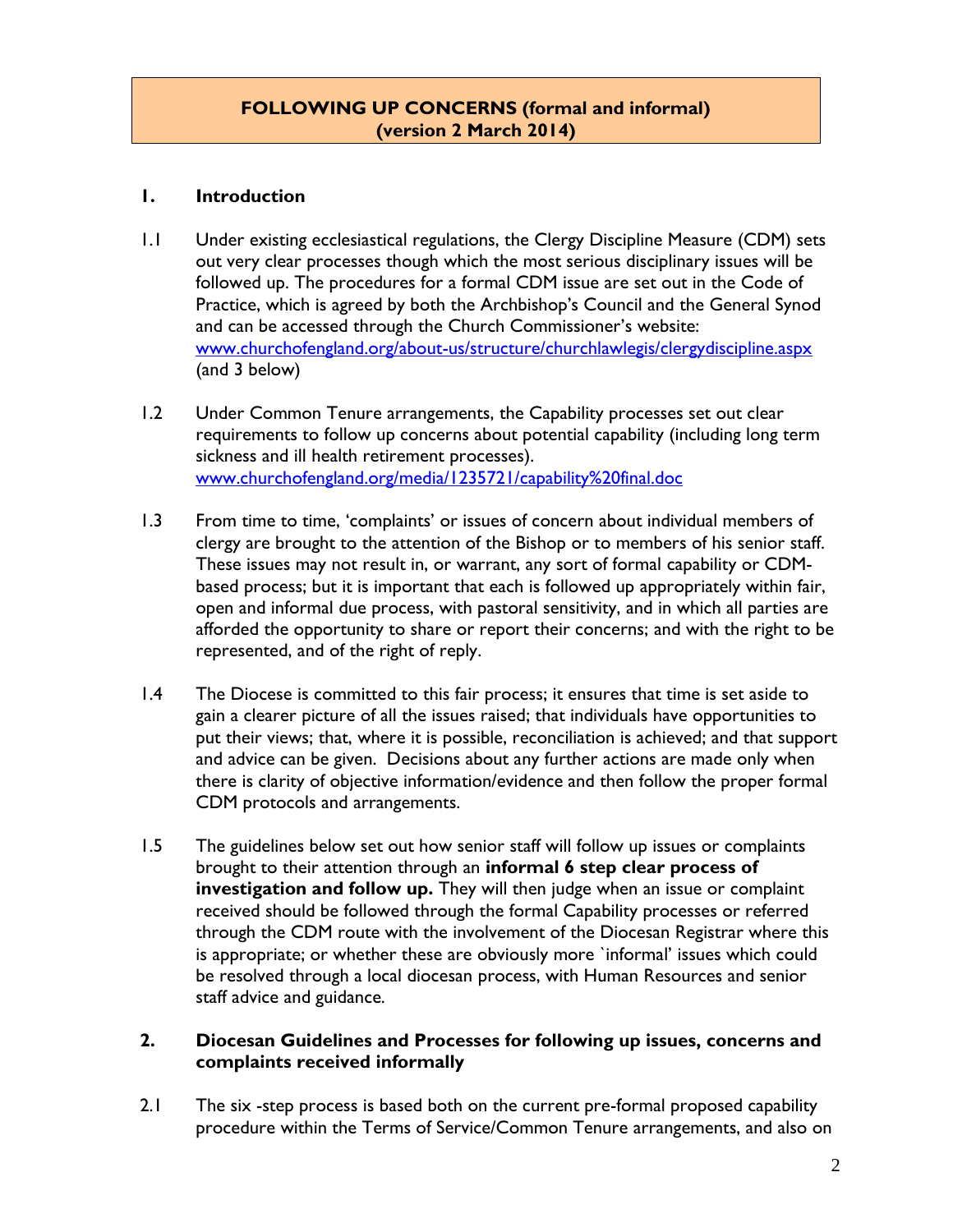**FOLLOWING UP CONCERNS (formal and informal)**
**(version 2 March 2014)**

## 1. Introduction

1.1 Under existing ecclesiastical regulations, the Clergy Discipline Measure (CDM) sets out very clear processes though which the most serious disciplinary issues will be followed up. The procedures for a formal CDM issue are set out in the Code of Practice, which is agreed by both the Archbishop's Council and the General Synod and can be accessed through the Church Commissioner's website: [www.churchofengland.org/about-us/structure/churchlawlegis/clergydiscipline.aspx](www.churchofengland.org/about-us/structure/churchlawlegis/clergydiscipline.aspx) (and 3 below)

1.2 Under Common Tenure arrangements, the Capability processes set out clear requirements to follow up concerns about potential capability (including long term sickness and ill health retirement processes). [www.churchofengland.org/media/1235721/capability%20final.doc](www.churchofengland.org/media/1235721/capability%20final.doc)

1.3 From time to time, 'complaints' or issues of concern about individual members of clergy are brought to the attention of the Bishop or to members of his senior staff. These issues may not result in, or warrant, any sort of formal capability or CDM-based process; but it is important that each is followed up appropriately within fair, open and informal due process, with pastoral sensitivity, and in which all parties are afforded the opportunity to share or report their concerns; and with the right to be represented, and of the right of reply.

1.4 The Diocese is committed to this fair process; it ensures that time is set aside to gain a clearer picture of all the issues raised; that individuals have opportunities to put their views; that, where it is possible, reconciliation is achieved; and that support and advice can be given. Decisions about any further actions are made only when there is clarity of objective information/evidence and then follow the proper formal CDM protocols and arrangements.

1.5 The guidelines below set out how senior staff will follow up issues or complaints brought to their attention through an **informal 6 step clear process of investigation and follow up.** They will then judge when an issue or complaint received should be followed through the formal Capability processes or referred through the CDM route with the involvement of the Diocesan Registrar where this is appropriate; or whether these are obviously more `informal' issues which could be resolved through a local diocesan process, with Human Resources and senior staff advice and guidance.

## 2. Diocesan Guidelines and Processes for following up issues, concerns and complaints received informally

2.1 The six -step process is based both on the current pre-formal proposed capability procedure within the Terms of Service/Common Tenure arrangements, and also on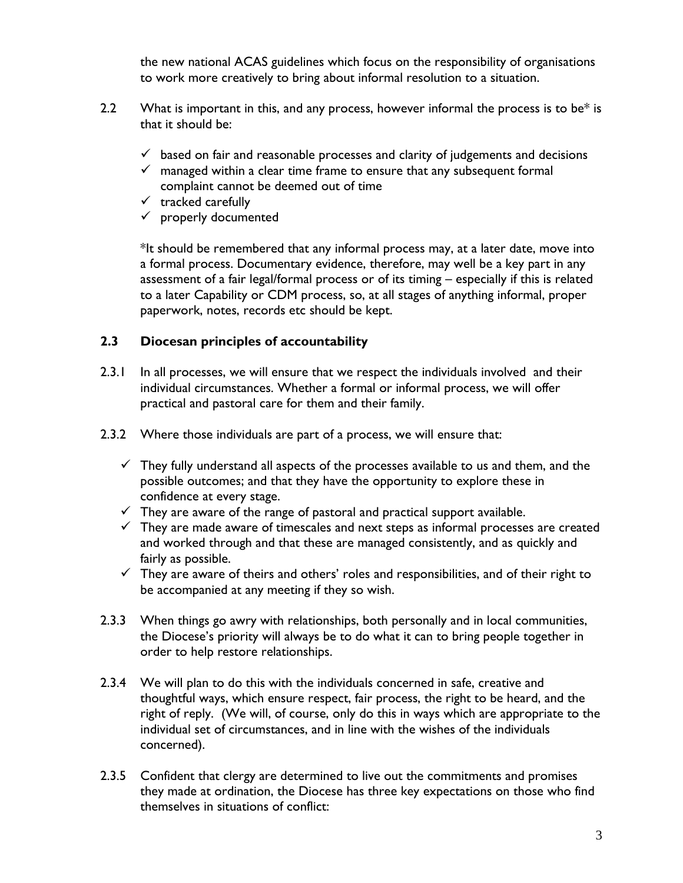the new national ACAS guidelines which focus on the responsibility of organisations to work more creatively to bring about informal resolution to a situation.

2.2 What is important in this, and any process, however informal the process is to be* is that it should be:

- ✓ based on fair and reasonable processes and clarity of judgements and decisions
- ✓ managed within a clear time frame to ensure that any subsequent formal complaint cannot be deemed out of time
- ✓ tracked carefully
- ✓ properly documented

*It should be remembered that any informal process may, at a later date, move into a formal process. Documentary evidence, therefore, may well be a key part in any assessment of a fair legal/formal process or of its timing – especially if this is related to a later Capability or CDM process, so, at all stages of anything informal, proper paperwork, notes, records etc should be kept.

### 2.3 Diocesan principles of accountability

2.3.1 In all processes, we will ensure that we respect the individuals involved and their individual circumstances. Whether a formal or informal process, we will offer practical and pastoral care for them and their family.

2.3.2 Where those individuals are part of a process, we will ensure that:

- ✓ They fully understand all aspects of the processes available to us and them, and the possible outcomes; and that they have the opportunity to explore these in confidence at every stage.
- ✓ They are aware of the range of pastoral and practical support available.
- ✓ They are made aware of timescales and next steps as informal processes are created and worked through and that these are managed consistently, and as quickly and fairly as possible.
- ✓ They are aware of theirs and others' roles and responsibilities, and of their right to be accompanied at any meeting if they so wish.

2.3.3 When things go awry with relationships, both personally and in local communities, the Diocese's priority will always be to do what it can to bring people together in order to help restore relationships.

2.3.4 We will plan to do this with the individuals concerned in safe, creative and thoughtful ways, which ensure respect, fair process, the right to be heard, and the right of reply. (We will, of course, only do this in ways which are appropriate to the individual set of circumstances, and in line with the wishes of the individuals concerned).

2.3.5 Confident that clergy are determined to live out the commitments and promises they made at ordination, the Diocese has three key expectations on those who find themselves in situations of conflict: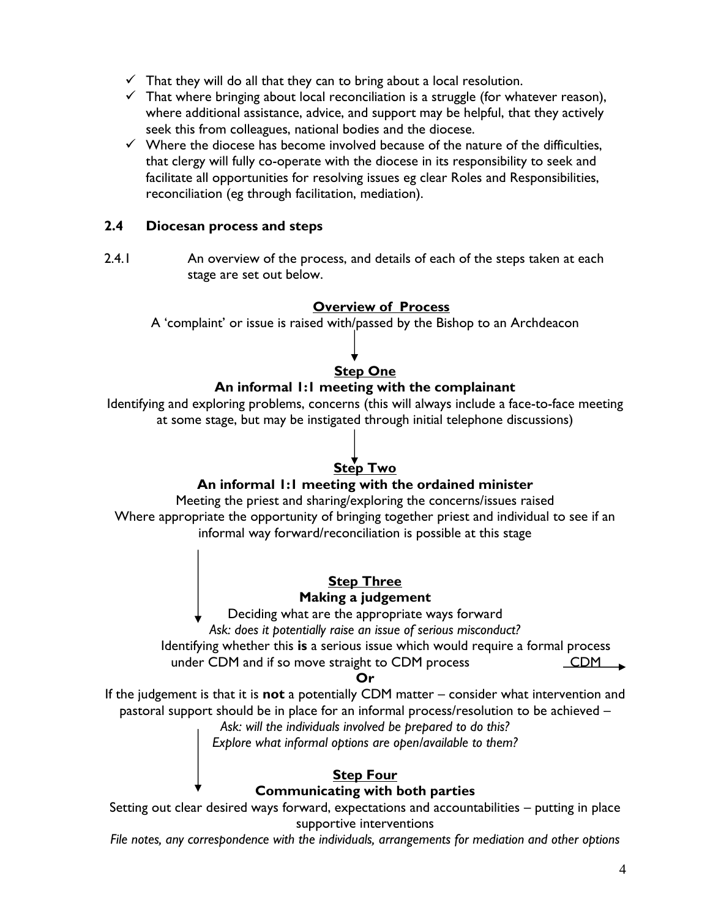- ✓ That they will do all that they can to bring about a local resolution.
- ✓ That where bringing about local reconciliation is a struggle (for whatever reason), where additional assistance, advice, and support may be helpful, that they actively seek this from colleagues, national bodies and the diocese.
- ✓ Where the diocese has become involved because of the nature of the difficulties, that clergy will fully co-operate with the diocese in its responsibility to seek and facilitate all opportunities for resolving issues eg clear Roles and Responsibilities, reconciliation (eg through facilitation, mediation).

### 2.4 Diocesan process and steps

2.4.1 An overview of the process, and details of each of the steps taken at each stage are set out below.

**Overview of Process**

A 'complaint' or issue is raised with/passed by the Bishop to an Archdeacon

↓

**Step One**

**An informal 1:1 meeting with the complainant**

Identifying and exploring problems, concerns (this will always include a face-to-face meeting at some stage, but may be instigated through initial telephone discussions)

↓

**Step Two**

**An informal 1:1 meeting with the ordained minister**

Meeting the priest and sharing/exploring the concerns/issues raised

Where appropriate the opportunity of bringing together priest and individual to see if an informal way forward/reconciliation is possible at this stage

↓

**Step Three**

**Making a judgement**

Deciding what are the appropriate ways forward

*Ask: does it potentially raise an issue of serious misconduct?*

Identifying whether this **is** a serious issue which would require a formal process under CDM and if so move straight to CDM process → CDM

**Or**

If the judgement is that it is **not** a potentially CDM matter – consider what intervention and pastoral support should be in place for an informal process/resolution to be achieved –

*Ask: will the individuals involved be prepared to do this?*

*Explore what informal options are open/available to them?*

↓

**Step Four**

**Communicating with both parties**

Setting out clear desired ways forward, expectations and accountabilities – putting in place supportive interventions

*File notes, any correspondence with the individuals, arrangements for mediation and other options*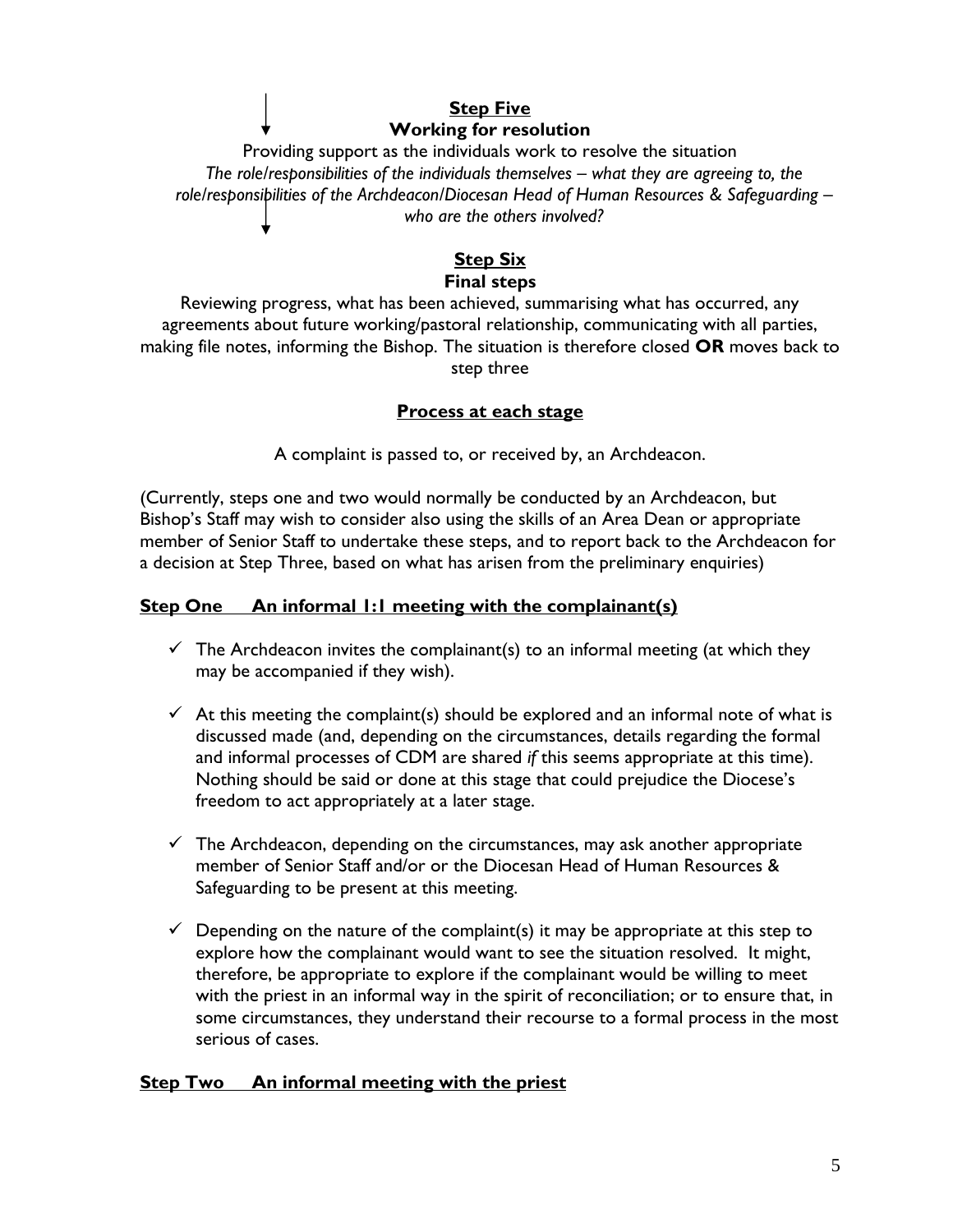**Step Five**

**Working for resolution**

Providing support as the individuals work to resolve the situation

*The role/responsibilities of the individuals themselves – what they are agreeing to, the role/responsibilities of the Archdeacon/Diocesan Head of Human Resources & Safeguarding – who are the others involved?*

**Step Six**

**Final steps**

Reviewing progress, what has been achieved, summarising what has occurred, any agreements about future working/pastoral relationship, communicating with all parties, making file notes, informing the Bishop. The situation is therefore closed **OR** moves back to step three

## Process at each stage

A complaint is passed to, or received by, an Archdeacon.

(Currently, steps one and two would normally be conducted by an Archdeacon, but Bishop's Staff may wish to consider also using the skills of an Area Dean or appropriate member of Senior Staff to undertake these steps, and to report back to the Archdeacon for a decision at Step Three, based on what has arisen from the preliminary enquiries)

### Step One  An informal 1:1 meeting with the complainant(s)

- ✓ The Archdeacon invites the complainant(s) to an informal meeting (at which they may be accompanied if they wish).
- ✓ At this meeting the complaint(s) should be explored and an informal note of what is discussed made (and, depending on the circumstances, details regarding the formal and informal processes of CDM are shared *if* this seems appropriate at this time). Nothing should be said or done at this stage that could prejudice the Diocese's freedom to act appropriately at a later stage.
- ✓ The Archdeacon, depending on the circumstances, may ask another appropriate member of Senior Staff and/or or the Diocesan Head of Human Resources & Safeguarding to be present at this meeting.
- ✓ Depending on the nature of the complaint(s) it may be appropriate at this step to explore how the complainant would want to see the situation resolved. It might, therefore, be appropriate to explore if the complainant would be willing to meet with the priest in an informal way in the spirit of reconciliation; or to ensure that, in some circumstances, they understand their recourse to a formal process in the most serious of cases.

### Step Two  An informal meeting with the priest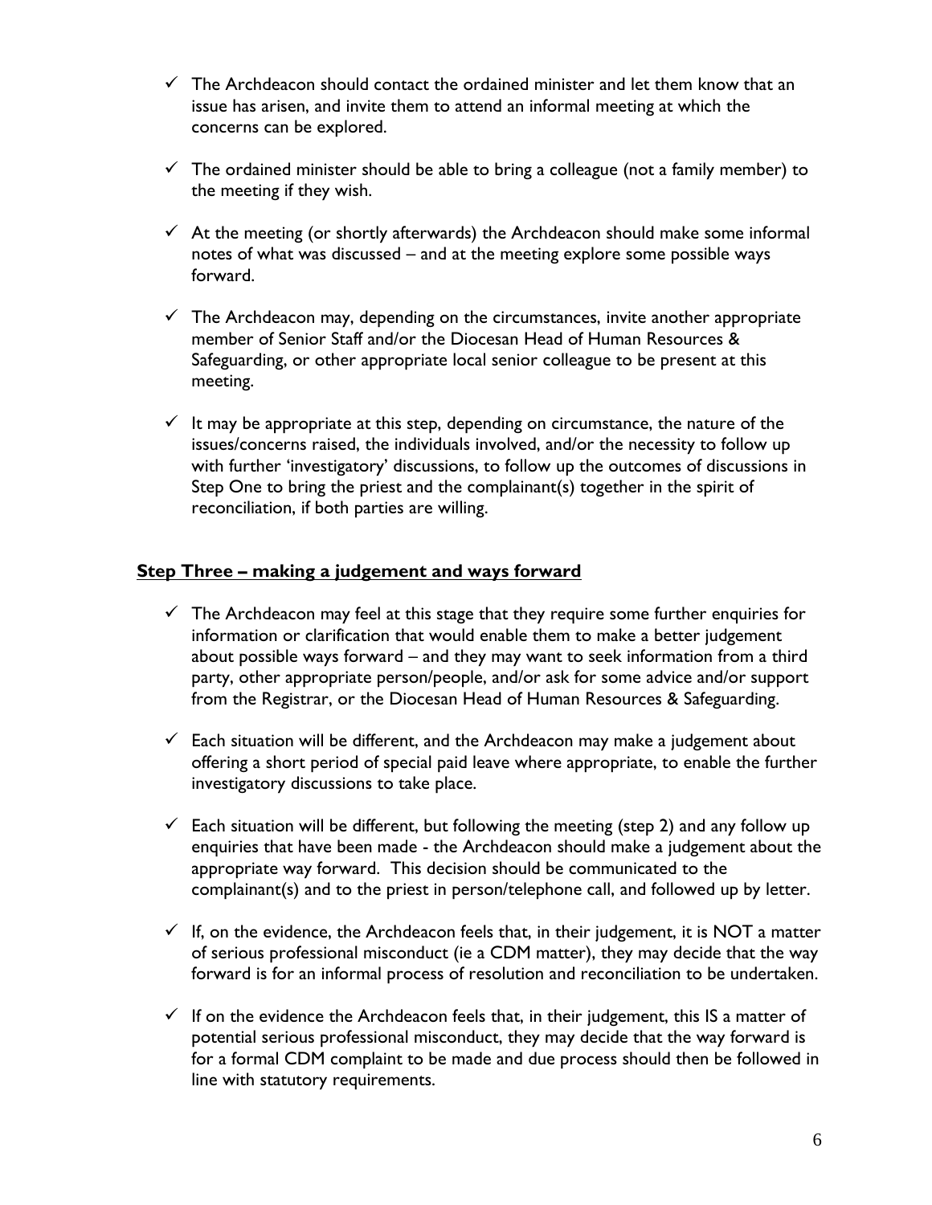- ✓ The Archdeacon should contact the ordained minister and let them know that an issue has arisen, and invite them to attend an informal meeting at which the concerns can be explored.

- ✓ The ordained minister should be able to bring a colleague (not a family member) to the meeting if they wish.

- ✓ At the meeting (or shortly afterwards) the Archdeacon should make some informal notes of what was discussed – and at the meeting explore some possible ways forward.

- ✓ The Archdeacon may, depending on the circumstances, invite another appropriate member of Senior Staff and/or the Diocesan Head of Human Resources & Safeguarding, or other appropriate local senior colleague to be present at this meeting.

- ✓ It may be appropriate at this step, depending on circumstance, the nature of the issues/concerns raised, the individuals involved, and/or the necessity to follow up with further 'investigatory' discussions, to follow up the outcomes of discussions in Step One to bring the priest and the complainant(s) together in the spirit of reconciliation, if both parties are willing.

## **<u>Step Three – making a judgement and ways forward</u>**

- ✓ The Archdeacon may feel at this stage that they require some further enquiries for information or clarification that would enable them to make a better judgement about possible ways forward – and they may want to seek information from a third party, other appropriate person/people, and/or ask for some advice and/or support from the Registrar, or the Diocesan Head of Human Resources & Safeguarding.

- ✓ Each situation will be different, and the Archdeacon may make a judgement about offering a short period of special paid leave where appropriate, to enable the further investigatory discussions to take place.

- ✓ Each situation will be different, but following the meeting (step 2) and any follow up enquiries that have been made - the Archdeacon should make a judgement about the appropriate way forward. This decision should be communicated to the complainant(s) and to the priest in person/telephone call, and followed up by letter.

- ✓ If, on the evidence, the Archdeacon feels that, in their judgement, it is NOT a matter of serious professional misconduct (ie a CDM matter), they may decide that the way forward is for an informal process of resolution and reconciliation to be undertaken.

- ✓ If on the evidence the Archdeacon feels that, in their judgement, this IS a matter of potential serious professional misconduct, they may decide that the way forward is for a formal CDM complaint to be made and due process should then be followed in line with statutory requirements.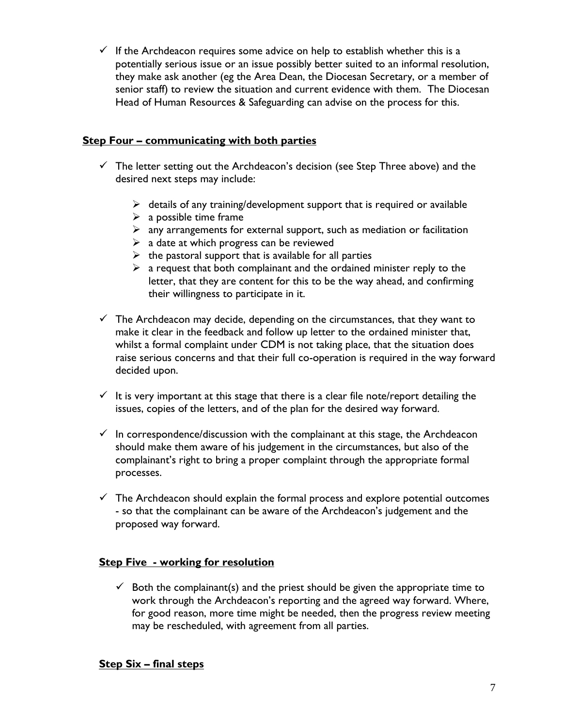- ✓ If the Archdeacon requires some advice on help to establish whether this is a potentially serious issue or an issue possibly better suited to an informal resolution, they make ask another (eg the Area Dean, the Diocesan Secretary, or a member of senior staff) to review the situation and current evidence with them. The Diocesan Head of Human Resources & Safeguarding can advise on the process for this.

**<u>Step Four – communicating with both parties</u>**

- ✓ The letter setting out the Archdeacon's decision (see Step Three above) and the desired next steps may include:
  - ➢ details of any training/development support that is required or available
  - ➢ a possible time frame
  - ➢ any arrangements for external support, such as mediation or facilitation
  - ➢ a date at which progress can be reviewed
  - ➢ the pastoral support that is available for all parties
  - ➢ a request that both complainant and the ordained minister reply to the letter, that they are content for this to be the way ahead, and confirming their willingness to participate in it.
- ✓ The Archdeacon may decide, depending on the circumstances, that they want to make it clear in the feedback and follow up letter to the ordained minister that, whilst a formal complaint under CDM is not taking place, that the situation does raise serious concerns and that their full co-operation is required in the way forward decided upon.
- ✓ It is very important at this stage that there is a clear file note/report detailing the issues, copies of the letters, and of the plan for the desired way forward.
- ✓ In correspondence/discussion with the complainant at this stage, the Archdeacon should make them aware of his judgement in the circumstances, but also of the complainant's right to bring a proper complaint through the appropriate formal processes.
- ✓ The Archdeacon should explain the formal process and explore potential outcomes - so that the complainant can be aware of the Archdeacon's judgement and the proposed way forward.

**<u>Step Five - working for resolution</u>**

- ✓ Both the complainant(s) and the priest should be given the appropriate time to work through the Archdeacon's reporting and the agreed way forward. Where, for good reason, more time might be needed, then the progress review meeting may be rescheduled, with agreement from all parties.

**<u>Step Six – final steps</u>**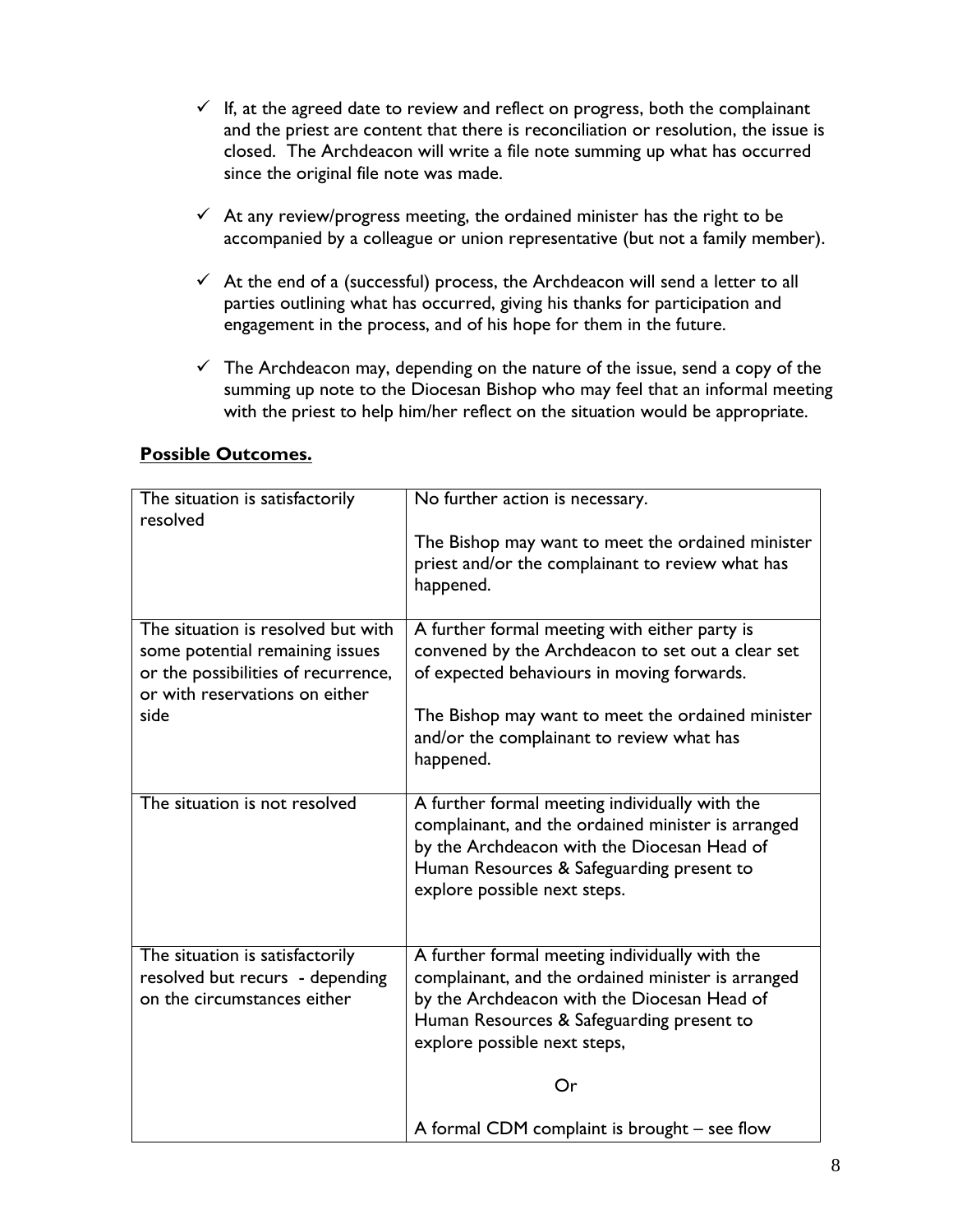- ✓ If, at the agreed date to review and reflect on progress, both the complainant and the priest are content that there is reconciliation or resolution, the issue is closed. The Archdeacon will write a file note summing up what has occurred since the original file note was made.

- ✓ At any review/progress meeting, the ordained minister has the right to be accompanied by a colleague or union representative (but not a family member).

- ✓ At the end of a (successful) process, the Archdeacon will send a letter to all parties outlining what has occurred, giving his thanks for participation and engagement in the process, and of his hope for them in the future.

- ✓ The Archdeacon may, depending on the nature of the issue, send a copy of the summing up note to the Diocesan Bishop who may feel that an informal meeting with the priest to help him/her reflect on the situation would be appropriate.

**Possible Outcomes.**

| | |
|---|---|
| The situation is satisfactorily resolved | No further action is necessary.<br><br>The Bishop may want to meet the ordained minister priest and/or the complainant to review what has happened. |
| The situation is resolved but with some potential remaining issues or the possibilities of recurrence, or with reservations on either side | A further formal meeting with either party is convened by the Archdeacon to set out a clear set of expected behaviours in moving forwards.<br><br>The Bishop may want to meet the ordained minister and/or the complainant to review what has happened. |
| The situation is not resolved | A further formal meeting individually with the complainant, and the ordained minister is arranged by the Archdeacon with the Diocesan Head of Human Resources & Safeguarding present to explore possible next steps. |
| The situation is satisfactorily resolved but recurs - depending on the circumstances either | A further formal meeting individually with the complainant, and the ordained minister is arranged by the Archdeacon with the Diocesan Head of Human Resources & Safeguarding present to explore possible next steps,<br><br>Or<br><br>A formal CDM complaint is brought – see flow |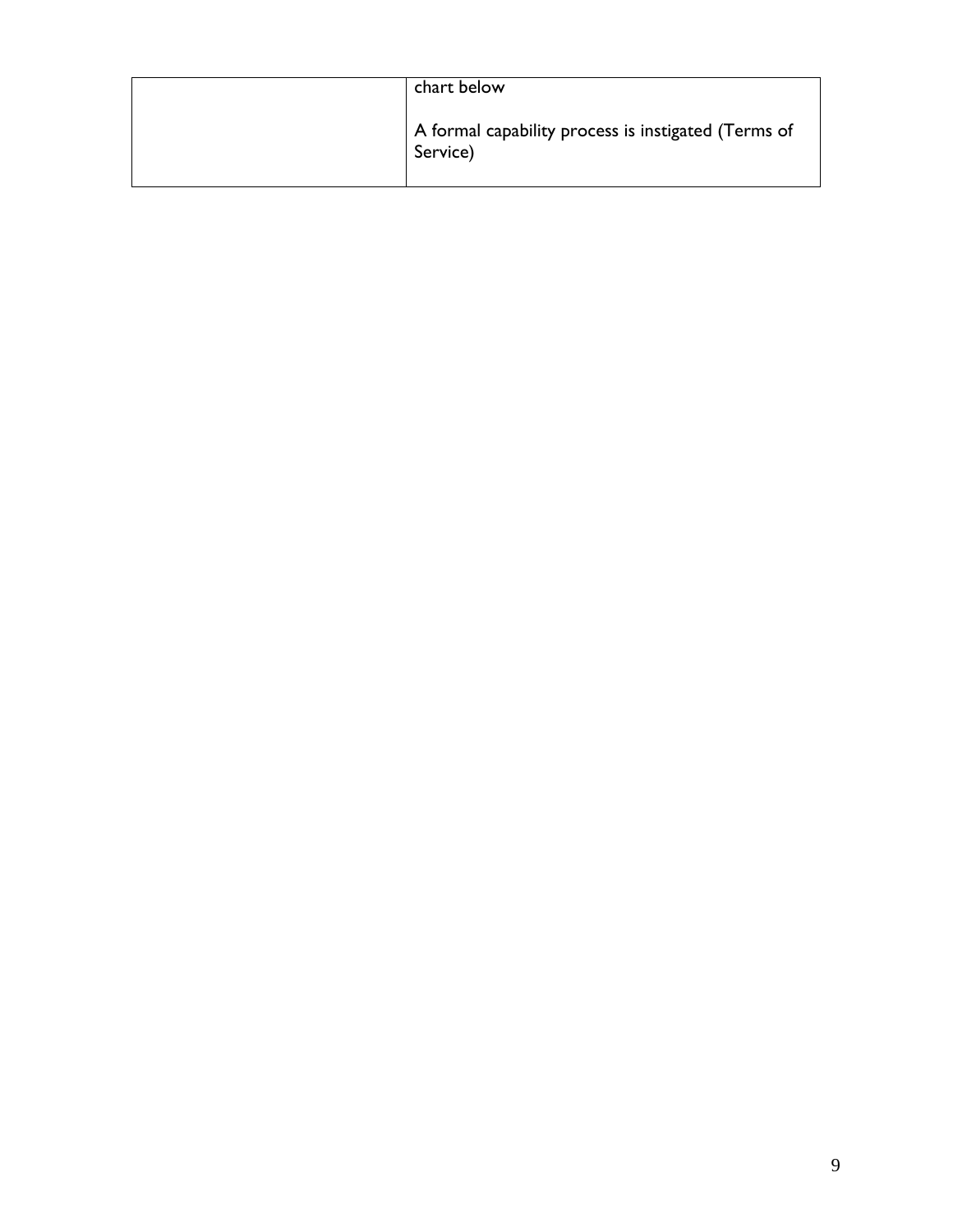| | |
|---|---|
| | chart below<br><br>A formal capability process is instigated (Terms of Service) |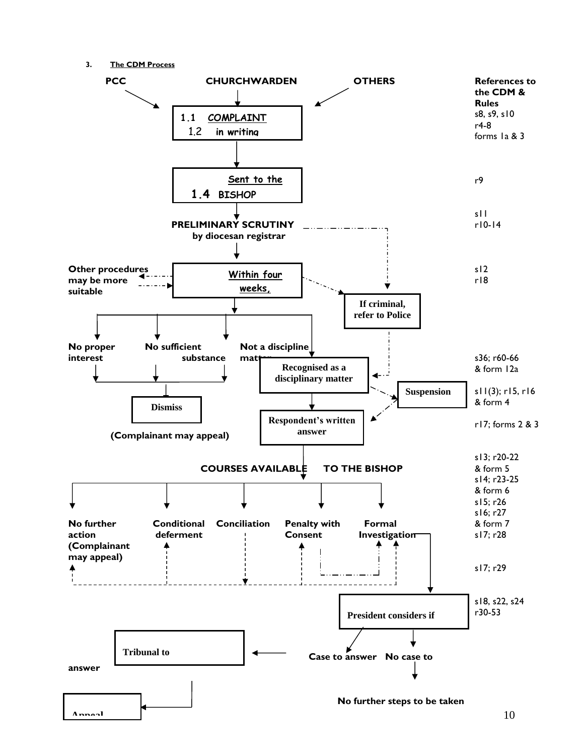### 3. The CDM Process

PCC → CHURCHWARDEN → OTHERS

**1.1 COMPLAINT**
**1.2 in writing**

↓

**Sent to the**
**1.4 BISHOP**

↓

**PRELIMINARY SCRUTINY by diocesan registrar** (- - - → If criminal, refer to Police)

↓

**Within four weeks,** (Other procedures may be more suitable)

↓

- No proper interest
- No sufficient substance
- Not a discipline matter

→ **Dismiss** (Complainant may appeal)

**Recognised as a disciplinary matter** (- - - → Suspension)

↓

**Respondent's written answer**

↓

**COURSES AVAILABLE TO THE BISHOP**

- No further action (Complainant may appeal)
- Conditional deferment
- Conciliation
- Penalty with Consent
- Formal Investigation

↓

**President considers if**

- Case to answer → **Tribunal to** answer → **Appeal**
- No case to answer → No further steps to be taken

| Stage | References to the CDM & Rules |
|---|---|
| Complaint in writing | s8, s9, s10; r4-8; forms 1a & 3 |
| Sent to the Bishop | r9 |
| Preliminary scrutiny | s11; r10-14 |
| Within four weeks | s12; r18 |
| Recognised as a disciplinary matter | s36; r60-66 & form 12a |
| Suspension | s11(3); r15, r16 & form 4 |
| Respondent's written answer | r17; forms 2 & 3 |
| Courses available to the Bishop | s13; r20-22 & form 5; s14; r23-25 & form 6; s15; r26; s16; r27 & form 7; s17; r28 |
| | s17; r29 |
| President considers if | s18, s22, s24; r30-53 |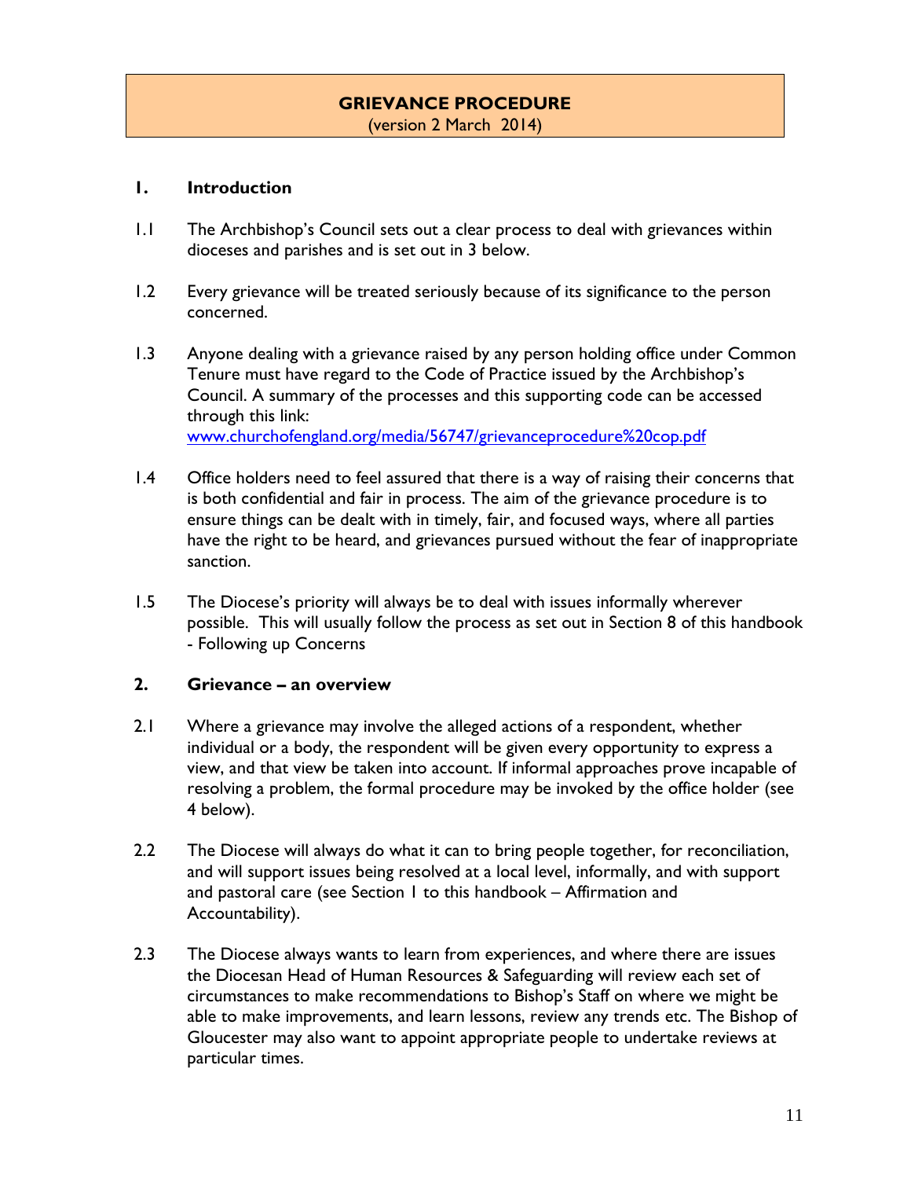# GRIEVANCE PROCEDURE

(version 2 March 2014)

## 1. Introduction

1.1 The Archbishop's Council sets out a clear process to deal with grievances within dioceses and parishes and is set out in 3 below.

1.2 Every grievance will be treated seriously because of its significance to the person concerned.

1.3 Anyone dealing with a grievance raised by any person holding office under Common Tenure must have regard to the Code of Practice issued by the Archbishop's Council. A summary of the processes and this supporting code can be accessed through this link: [www.churchofengland.org/media/56747/grievanceprocedure%20cop.pdf](www.churchofengland.org/media/56747/grievanceprocedure%20cop.pdf)

1.4 Office holders need to feel assured that there is a way of raising their concerns that is both confidential and fair in process. The aim of the grievance procedure is to ensure things can be dealt with in timely, fair, and focused ways, where all parties have the right to be heard, and grievances pursued without the fear of inappropriate sanction.

1.5 The Diocese's priority will always be to deal with issues informally wherever possible. This will usually follow the process as set out in Section 8 of this handbook - Following up Concerns

## 2. Grievance – an overview

2.1 Where a grievance may involve the alleged actions of a respondent, whether individual or a body, the respondent will be given every opportunity to express a view, and that view be taken into account. If informal approaches prove incapable of resolving a problem, the formal procedure may be invoked by the office holder (see 4 below).

2.2 The Diocese will always do what it can to bring people together, for reconciliation, and will support issues being resolved at a local level, informally, and with support and pastoral care (see Section 1 to this handbook – Affirmation and Accountability).

2.3 The Diocese always wants to learn from experiences, and where there are issues the Diocesan Head of Human Resources & Safeguarding will review each set of circumstances to make recommendations to Bishop's Staff on where we might be able to make improvements, and learn lessons, review any trends etc. The Bishop of Gloucester may also want to appoint appropriate people to undertake reviews at particular times.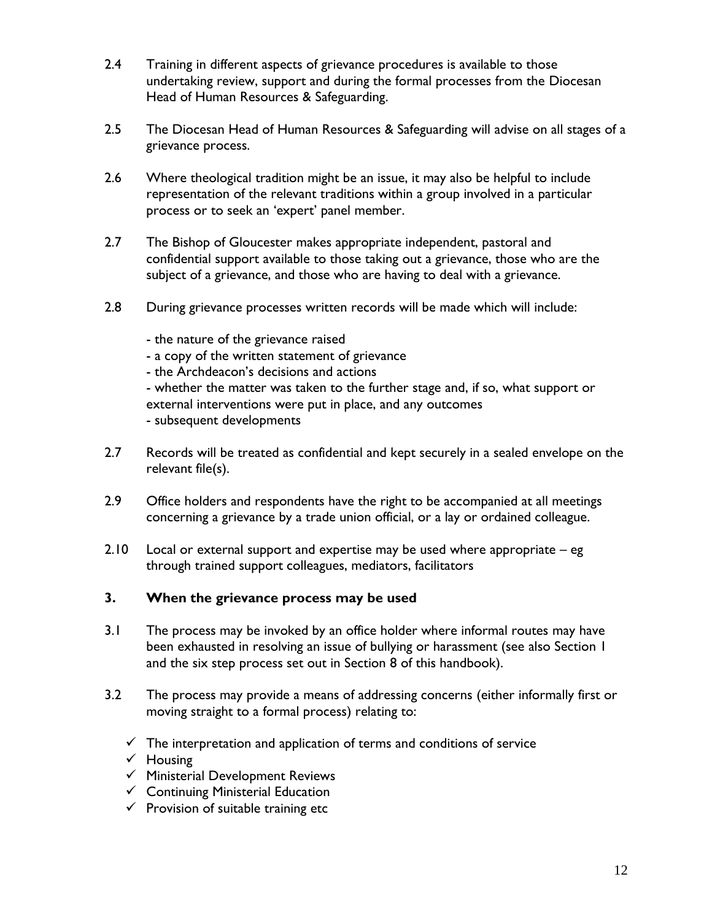2.4 Training in different aspects of grievance procedures is available to those undertaking review, support and during the formal processes from the Diocesan Head of Human Resources & Safeguarding.

2.5 The Diocesan Head of Human Resources & Safeguarding will advise on all stages of a grievance process.

2.6 Where theological tradition might be an issue, it may also be helpful to include representation of the relevant traditions within a group involved in a particular process or to seek an 'expert' panel member.

2.7 The Bishop of Gloucester makes appropriate independent, pastoral and confidential support available to those taking out a grievance, those who are the subject of a grievance, and those who are having to deal with a grievance.

2.8 During grievance processes written records will be made which will include:

- the nature of the grievance raised
- a copy of the written statement of grievance
- the Archdeacon's decisions and actions
- whether the matter was taken to the further stage and, if so, what support or external interventions were put in place, and any outcomes
- subsequent developments

2.7 Records will be treated as confidential and kept securely in a sealed envelope on the relevant file(s).

2.9 Office holders and respondents have the right to be accompanied at all meetings concerning a grievance by a trade union official, or a lay or ordained colleague.

2.10 Local or external support and expertise may be used where appropriate – eg through trained support colleagues, mediators, facilitators

## 3. When the grievance process may be used

3.1 The process may be invoked by an office holder where informal routes may have been exhausted in resolving an issue of bullying or harassment (see also Section 1 and the six step process set out in Section 8 of this handbook).

3.2 The process may provide a means of addressing concerns (either informally first or moving straight to a formal process) relating to:

- ✓ The interpretation and application of terms and conditions of service
- ✓ Housing
- ✓ Ministerial Development Reviews
- ✓ Continuing Ministerial Education
- ✓ Provision of suitable training etc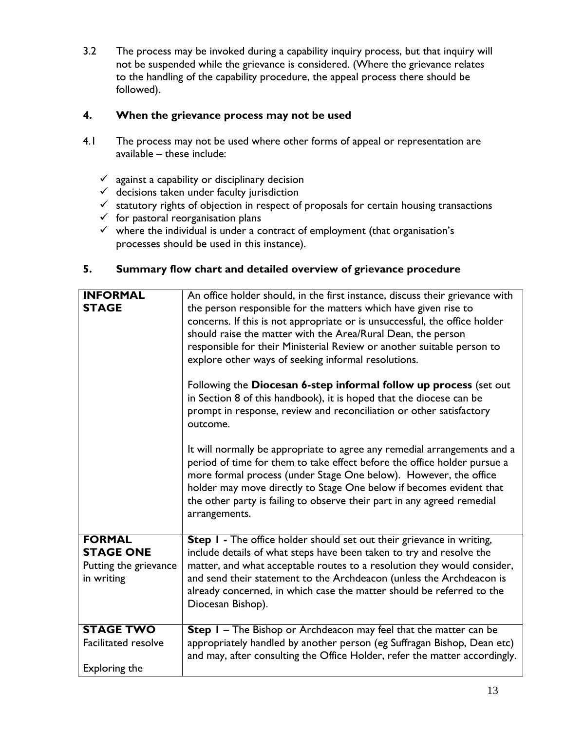3.2 The process may be invoked during a capability inquiry process, but that inquiry will not be suspended while the grievance is considered. (Where the grievance relates to the handling of the capability procedure, the appeal process there should be followed).

## 4. When the grievance process may not be used

4.1 The process may not be used where other forms of appeal or representation are available – these include:

- ✓ against a capability or disciplinary decision
- ✓ decisions taken under faculty jurisdiction
- ✓ statutory rights of objection in respect of proposals for certain housing transactions
- ✓ for pastoral reorganisation plans
- ✓ where the individual is under a contract of employment (that organisation's processes should be used in this instance).

## 5. Summary flow chart and detailed overview of grievance procedure

| | |
|---|---|
| **INFORMAL STAGE** | An office holder should, in the first instance, discuss their grievance with the person responsible for the matters which have given rise to concerns. If this is not appropriate or is unsuccessful, the office holder should raise the matter with the Area/Rural Dean, the person responsible for their Ministerial Review or another suitable person to explore other ways of seeking informal resolutions.<br><br>Following the **Diocesan 6-step informal follow up process** (set out in Section 8 of this handbook), it is hoped that the diocese can be prompt in response, review and reconciliation or other satisfactory outcome.<br><br>It will normally be appropriate to agree any remedial arrangements and a period of time for them to take effect before the office holder pursue a more formal process (under Stage One below). However, the office holder may move directly to Stage One below if becomes evident that the other party is failing to observe their part in any agreed remedial arrangements. |
| **FORMAL STAGE ONE**<br>Putting the grievance in writing | **Step 1 -** The office holder should set out their grievance in writing, include details of what steps have been taken to try and resolve the matter, and what acceptable routes to a resolution they would consider, and send their statement to the Archdeacon (unless the Archdeacon is already concerned, in which case the matter should be referred to the Diocesan Bishop). |
| **STAGE TWO**<br>Facilitated resolve<br><br>Exploring the | **Step 1** – The Bishop or Archdeacon may feel that the matter can be appropriately handled by another person (eg Suffragan Bishop, Dean etc) and may, after consulting the Office Holder, refer the matter accordingly. |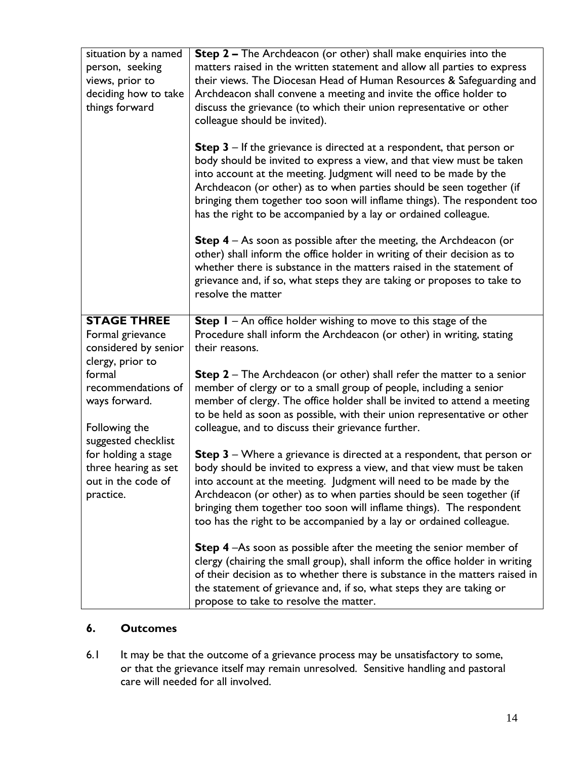| | |
|---|---|
| situation by a named person, seeking views, prior to deciding how to take things forward | **Step 2 –** The Archdeacon (or other) shall make enquiries into the matters raised in the written statement and allow all parties to express their views. The Diocesan Head of Human Resources & Safeguarding and Archdeacon shall convene a meeting and invite the office holder to discuss the grievance (to which their union representative or other colleague should be invited).<br><br>**Step 3** – If the grievance is directed at a respondent, that person or body should be invited to express a view, and that view must be taken into account at the meeting. Judgment will need to be made by the Archdeacon (or other) as to when parties should be seen together (if bringing them together too soon will inflame things). The respondent too has the right to be accompanied by a lay or ordained colleague.<br><br>**Step 4** – As soon as possible after the meeting, the Archdeacon (or other) shall inform the office holder in writing of their decision as to whether there is substance in the matters raised in the statement of grievance and, if so, what steps they are taking or proposes to take to resolve the matter |
| **STAGE THREE**<br>Formal grievance considered by senior clergy, prior to formal recommendations of ways forward.<br><br>Following the suggested checklist for holding a stage three hearing as set out in the code of practice. | **Step 1** – An office holder wishing to move to this stage of the Procedure shall inform the Archdeacon (or other) in writing, stating their reasons.<br><br>**Step 2** – The Archdeacon (or other) shall refer the matter to a senior member of clergy or to a small group of people, including a senior member of clergy. The office holder shall be invited to attend a meeting to be held as soon as possible, with their union representative or other colleague, and to discuss their grievance further.<br><br>**Step 3** – Where a grievance is directed at a respondent, that person or body should be invited to express a view, and that view must be taken into account at the meeting. Judgment will need to be made by the Archdeacon (or other) as to when parties should be seen together (if bringing them together too soon will inflame things). The respondent too has the right to be accompanied by a lay or ordained colleague.<br><br>**Step 4** –As soon as possible after the meeting the senior member of clergy (chairing the small group), shall inform the office holder in writing of their decision as to whether there is substance in the matters raised in the statement of grievance and, if so, what steps they are taking or propose to take to resolve the matter. |

## 6. Outcomes

6.1 It may be that the outcome of a grievance process may be unsatisfactory to some, or that the grievance itself may remain unresolved. Sensitive handling and pastoral care will needed for all involved.